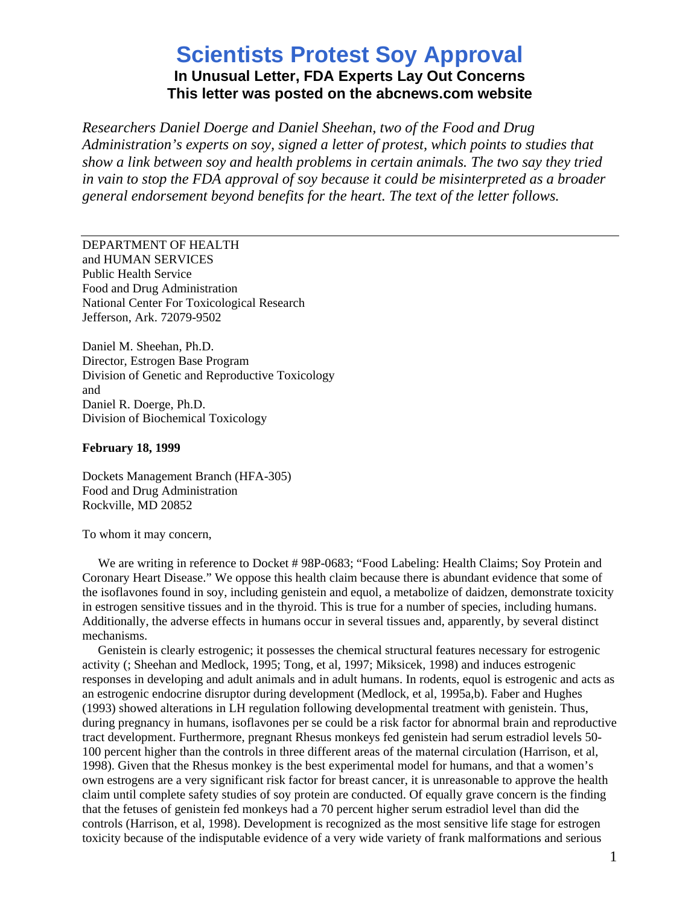# Scientists Protest Soy Approval

### In Unusual Letter, FDA Experts Lay Out Concerns
### This letter was posted on the abcnews.com website

*Researchers Daniel Doerge and Daniel Sheehan, two of the Food and Drug Administration's experts on soy, signed a letter of protest, which points to studies that show a link between soy and health problems in certain animals. The two say they tried in vain to stop the FDA approval of soy because it could be misinterpreted as a broader general endorsement beyond benefits for the heart. The text of the letter follows.*

---

DEPARTMENT OF HEALTH
and HUMAN SERVICES
Public Health Service
Food and Drug Administration
National Center For Toxicological Research
Jefferson, Ark. 72079-9502

Daniel M. Sheehan, Ph.D.
Director, Estrogen Base Program
Division of Genetic and Reproductive Toxicology
and
Daniel R. Doerge, Ph.D.
Division of Biochemical Toxicology

**February 18, 1999**

Dockets Management Branch (HFA-305)
Food and Drug Administration
Rockville, MD 20852

To whom it may concern,

We are writing in reference to Docket # 98P-0683; "Food Labeling: Health Claims; Soy Protein and Coronary Heart Disease." We oppose this health claim because there is abundant evidence that some of the isoflavones found in soy, including genistein and equol, a metabolize of daidzen, demonstrate toxicity in estrogen sensitive tissues and in the thyroid. This is true for a number of species, including humans. Additionally, the adverse effects in humans occur in several tissues and, apparently, by several distinct mechanisms.

Genistein is clearly estrogenic; it possesses the chemical structural features necessary for estrogenic activity (; Sheehan and Medlock, 1995; Tong, et al, 1997; Miksicek, 1998) and induces estrogenic responses in developing and adult animals and in adult humans. In rodents, equol is estrogenic and acts as an estrogenic endocrine disruptor during development (Medlock, et al, 1995a,b). Faber and Hughes (1993) showed alterations in LH regulation following developmental treatment with genistein. Thus, during pregnancy in humans, isoflavones per se could be a risk factor for abnormal brain and reproductive tract development. Furthermore, pregnant Rhesus monkeys fed genistein had serum estradiol levels 50-100 percent higher than the controls in three different areas of the maternal circulation (Harrison, et al, 1998). Given that the Rhesus monkey is the best experimental model for humans, and that a women's own estrogens are a very significant risk factor for breast cancer, it is unreasonable to approve the health claim until complete safety studies of soy protein are conducted. Of equally grave concern is the finding that the fetuses of genistein fed monkeys had a 70 percent higher serum estradiol level than did the controls (Harrison, et al, 1998). Development is recognized as the most sensitive life stage for estrogen toxicity because of the indisputable evidence of a very wide variety of frank malformations and serious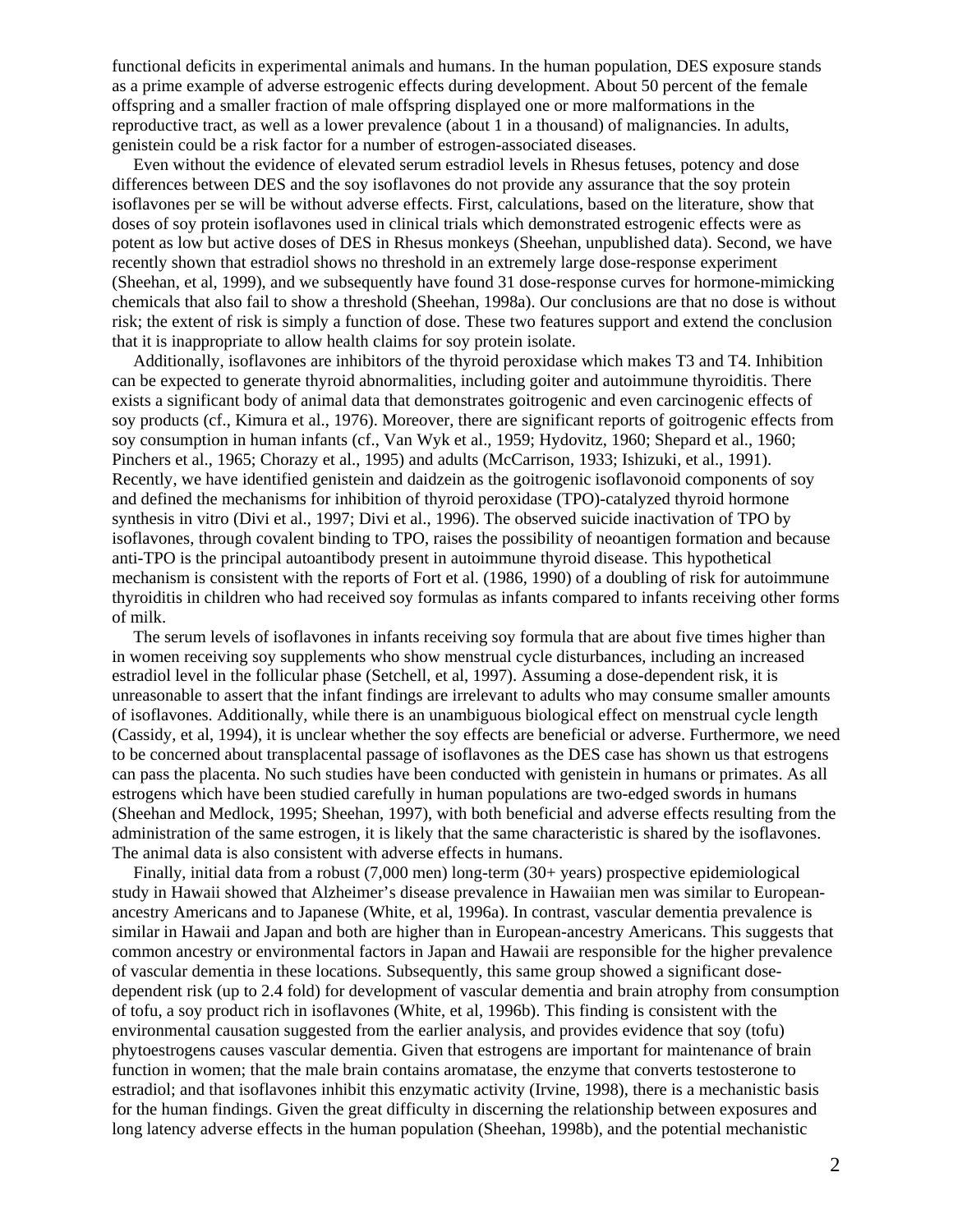functional deficits in experimental animals and humans. In the human population, DES exposure stands as a prime example of adverse estrogenic effects during development. About 50 percent of the female offspring and a smaller fraction of male offspring displayed one or more malformations in the reproductive tract, as well as a lower prevalence (about 1 in a thousand) of malignancies. In adults, genistein could be a risk factor for a number of estrogen-associated diseases.

Even without the evidence of elevated serum estradiol levels in Rhesus fetuses, potency and dose differences between DES and the soy isoflavones do not provide any assurance that the soy protein isoflavones per se will be without adverse effects. First, calculations, based on the literature, show that doses of soy protein isoflavones used in clinical trials which demonstrated estrogenic effects were as potent as low but active doses of DES in Rhesus monkeys (Sheehan, unpublished data). Second, we have recently shown that estradiol shows no threshold in an extremely large dose-response experiment (Sheehan, et al, 1999), and we subsequently have found 31 dose-response curves for hormone-mimicking chemicals that also fail to show a threshold (Sheehan, 1998a). Our conclusions are that no dose is without risk; the extent of risk is simply a function of dose. These two features support and extend the conclusion that it is inappropriate to allow health claims for soy protein isolate.

Additionally, isoflavones are inhibitors of the thyroid peroxidase which makes T3 and T4. Inhibition can be expected to generate thyroid abnormalities, including goiter and autoimmune thyroiditis. There exists a significant body of animal data that demonstrates goitrogenic and even carcinogenic effects of soy products (cf., Kimura et al., 1976). Moreover, there are significant reports of goitrogenic effects from soy consumption in human infants (cf., Van Wyk et al., 1959; Hydovitz, 1960; Shepard et al., 1960; Pinchers et al., 1965; Chorazy et al., 1995) and adults (McCarrison, 1933; Ishizuki, et al., 1991). Recently, we have identified genistein and daidzein as the goitrogenic isoflavonoid components of soy and defined the mechanisms for inhibition of thyroid peroxidase (TPO)-catalyzed thyroid hormone synthesis in vitro (Divi et al., 1997; Divi et al., 1996). The observed suicide inactivation of TPO by isoflavones, through covalent binding to TPO, raises the possibility of neoantigen formation and because anti-TPO is the principal autoantibody present in autoimmune thyroid disease. This hypothetical mechanism is consistent with the reports of Fort et al. (1986, 1990) of a doubling of risk for autoimmune thyroiditis in children who had received soy formulas as infants compared to infants receiving other forms of milk.

The serum levels of isoflavones in infants receiving soy formula that are about five times higher than in women receiving soy supplements who show menstrual cycle disturbances, including an increased estradiol level in the follicular phase (Setchell, et al, 1997). Assuming a dose-dependent risk, it is unreasonable to assert that the infant findings are irrelevant to adults who may consume smaller amounts of isoflavones. Additionally, while there is an unambiguous biological effect on menstrual cycle length (Cassidy, et al, 1994), it is unclear whether the soy effects are beneficial or adverse. Furthermore, we need to be concerned about transplacental passage of isoflavones as the DES case has shown us that estrogens can pass the placenta. No such studies have been conducted with genistein in humans or primates. As all estrogens which have been studied carefully in human populations are two-edged swords in humans (Sheehan and Medlock, 1995; Sheehan, 1997), with both beneficial and adverse effects resulting from the administration of the same estrogen, it is likely that the same characteristic is shared by the isoflavones. The animal data is also consistent with adverse effects in humans.

Finally, initial data from a robust (7,000 men) long-term (30+ years) prospective epidemiological study in Hawaii showed that Alzheimer's disease prevalence in Hawaiian men was similar to European-ancestry Americans and to Japanese (White, et al, 1996a). In contrast, vascular dementia prevalence is similar in Hawaii and Japan and both are higher than in European-ancestry Americans. This suggests that common ancestry or environmental factors in Japan and Hawaii are responsible for the higher prevalence of vascular dementia in these locations. Subsequently, this same group showed a significant dose-dependent risk (up to 2.4 fold) for development of vascular dementia and brain atrophy from consumption of tofu, a soy product rich in isoflavones (White, et al, 1996b). This finding is consistent with the environmental causation suggested from the earlier analysis, and provides evidence that soy (tofu) phytoestrogens causes vascular dementia. Given that estrogens are important for maintenance of brain function in women; that the male brain contains aromatase, the enzyme that converts testosterone to estradiol; and that isoflavones inhibit this enzymatic activity (Irvine, 1998), there is a mechanistic basis for the human findings. Given the great difficulty in discerning the relationship between exposures and long latency adverse effects in the human population (Sheehan, 1998b), and the potential mechanistic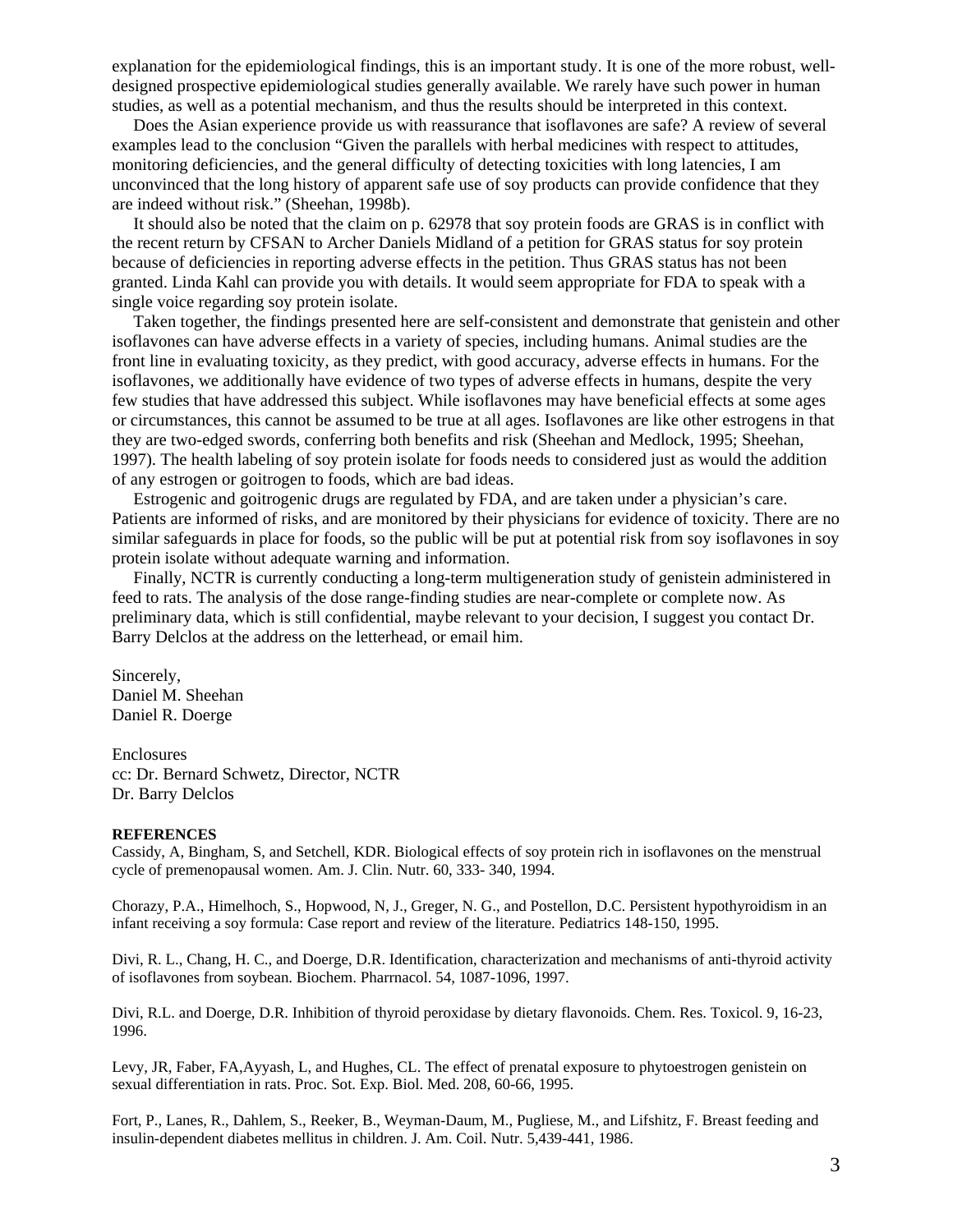explanation for the epidemiological findings, this is an important study. It is one of the more robust, well-designed prospective epidemiological studies generally available. We rarely have such power in human studies, as well as a potential mechanism, and thus the results should be interpreted in this context.

Does the Asian experience provide us with reassurance that isoflavones are safe? A review of several examples lead to the conclusion "Given the parallels with herbal medicines with respect to attitudes, monitoring deficiencies, and the general difficulty of detecting toxicities with long latencies, I am unconvinced that the long history of apparent safe use of soy products can provide confidence that they are indeed without risk." (Sheehan, 1998b).

It should also be noted that the claim on p. 62978 that soy protein foods are GRAS is in conflict with the recent return by CFSAN to Archer Daniels Midland of a petition for GRAS status for soy protein because of deficiencies in reporting adverse effects in the petition. Thus GRAS status has not been granted. Linda Kahl can provide you with details. It would seem appropriate for FDA to speak with a single voice regarding soy protein isolate.

Taken together, the findings presented here are self-consistent and demonstrate that genistein and other isoflavones can have adverse effects in a variety of species, including humans. Animal studies are the front line in evaluating toxicity, as they predict, with good accuracy, adverse effects in humans. For the isoflavones, we additionally have evidence of two types of adverse effects in humans, despite the very few studies that have addressed this subject. While isoflavones may have beneficial effects at some ages or circumstances, this cannot be assumed to be true at all ages. Isoflavones are like other estrogens in that they are two-edged swords, conferring both benefits and risk (Sheehan and Medlock, 1995; Sheehan, 1997). The health labeling of soy protein isolate for foods needs to considered just as would the addition of any estrogen or goitrogen to foods, which are bad ideas.

Estrogenic and goitrogenic drugs are regulated by FDA, and are taken under a physician's care. Patients are informed of risks, and are monitored by their physicians for evidence of toxicity. There are no similar safeguards in place for foods, so the public will be put at potential risk from soy isoflavones in soy protein isolate without adequate warning and information.

Finally, NCTR is currently conducting a long-term multigeneration study of genistein administered in feed to rats. The analysis of the dose range-finding studies are near-complete or complete now. As preliminary data, which is still confidential, maybe relevant to your decision, I suggest you contact Dr. Barry Delclos at the address on the letterhead, or email him.

Sincerely,
Daniel M. Sheehan
Daniel R. Doerge

Enclosures
cc: Dr. Bernard Schwetz, Director, NCTR
Dr. Barry Delclos

**REFERENCES**

Cassidy, A, Bingham, S, and Setchell, KDR. Biological effects of soy protein rich in isoflavones on the menstrual cycle of premenopausal women. Am. J. Clin. Nutr. 60, 333- 340, 1994.

Chorazy, P.A., Himelhoch, S., Hopwood, N, J., Greger, N. G., and Postellon, D.C. Persistent hypothyroidism in an infant receiving a soy formula: Case report and review of the literature. Pediatrics 148-150, 1995.

Divi, R. L., Chang, H. C., and Doerge, D.R. Identification, characterization and mechanisms of anti-thyroid activity of isoflavones from soybean. Biochem. Pharrnacol. 54, 1087-1096, 1997.

Divi, R.L. and Doerge, D.R. Inhibition of thyroid peroxidase by dietary flavonoids. Chem. Res. Toxicol. 9, 16-23, 1996.

Levy, JR, Faber, FA,Ayyash, L, and Hughes, CL. The effect of prenatal exposure to phytoestrogen genistein on sexual differentiation in rats. Proc. Sot. Exp. Biol. Med. 208, 60-66, 1995.

Fort, P., Lanes, R., Dahlem, S., Reeker, B., Weyman-Daum, M., Pugliese, M., and Lifshitz, F. Breast feeding and insulin-dependent diabetes mellitus in children. J. Am. Coil. Nutr. 5,439-441, 1986.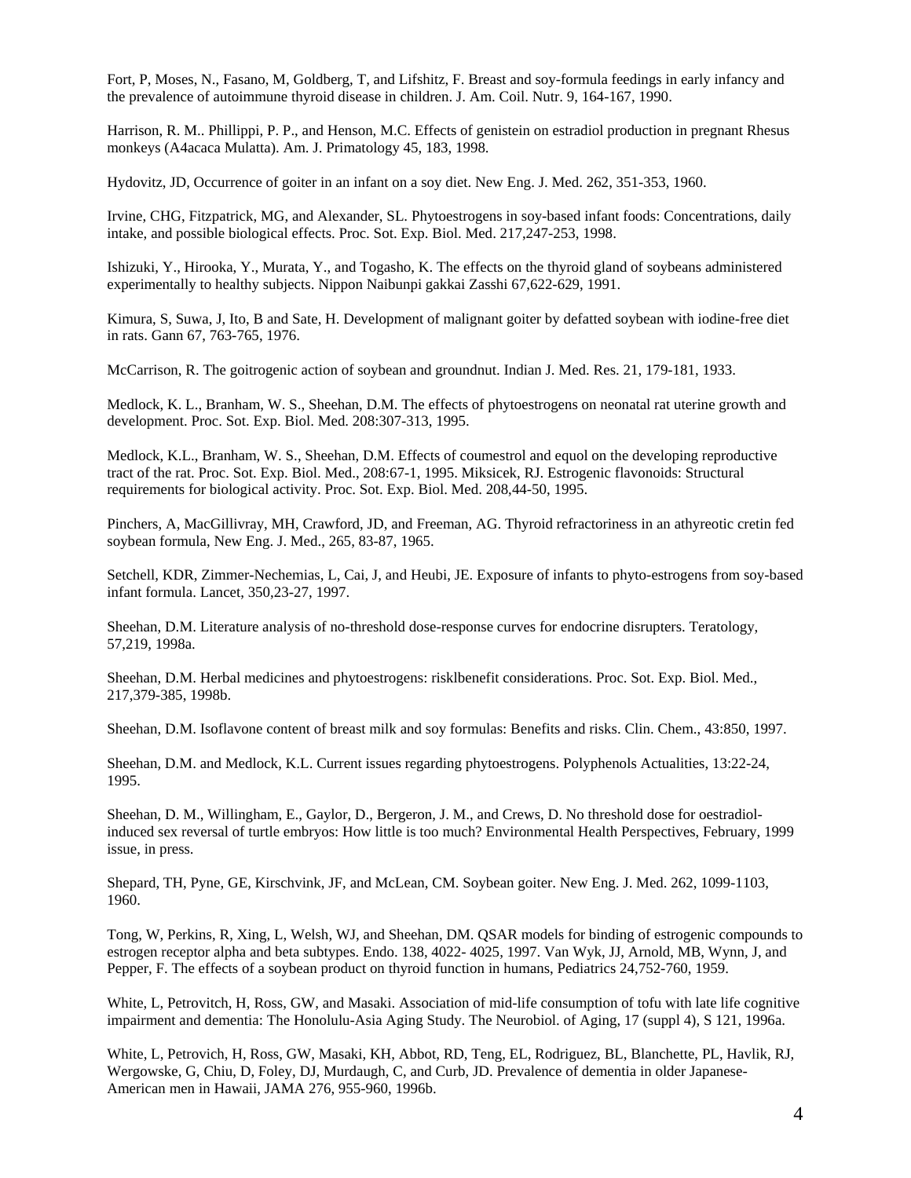Fort, P, Moses, N., Fasano, M, Goldberg, T, and Lifshitz, F. Breast and soy-formula feedings in early infancy and the prevalence of autoimmune thyroid disease in children. J. Am. Coil. Nutr. 9, 164-167, 1990.

Harrison, R. M.. Phillippi, P. P., and Henson, M.C. Effects of genistein on estradiol production in pregnant Rhesus monkeys (A4acaca Mulatta). Am. J. Primatology 45, 183, 1998.

Hydovitz, JD, Occurrence of goiter in an infant on a soy diet. New Eng. J. Med. 262, 351-353, 1960.

Irvine, CHG, Fitzpatrick, MG, and Alexander, SL. Phytoestrogens in soy-based infant foods: Concentrations, daily intake, and possible biological effects. Proc. Sot. Exp. Biol. Med. 217,247-253, 1998.

Ishizuki, Y., Hirooka, Y., Murata, Y., and Togasho, K. The effects on the thyroid gland of soybeans administered experimentally to healthy subjects. Nippon Naibunpi gakkai Zasshi 67,622-629, 1991.

Kimura, S, Suwa, J, Ito, B and Sate, H. Development of malignant goiter by defatted soybean with iodine-free diet in rats. Gann 67, 763-765, 1976.

McCarrison, R. The goitrogenic action of soybean and groundnut. Indian J. Med. Res. 21, 179-181, 1933.

Medlock, K. L., Branham, W. S., Sheehan, D.M. The effects of phytoestrogens on neonatal rat uterine growth and development. Proc. Sot. Exp. Biol. Med. 208:307-313, 1995.

Medlock, K.L., Branham, W. S., Sheehan, D.M. Effects of coumestrol and equol on the developing reproductive tract of the rat. Proc. Sot. Exp. Biol. Med., 208:67-1, 1995. Miksicek, RJ. Estrogenic flavonoids: Structural requirements for biological activity. Proc. Sot. Exp. Biol. Med. 208,44-50, 1995.

Pinchers, A, MacGillivray, MH, Crawford, JD, and Freeman, AG. Thyroid refractoriness in an athyreotic cretin fed soybean formula, New Eng. J. Med., 265, 83-87, 1965.

Setchell, KDR, Zimmer-Nechemias, L, Cai, J, and Heubi, JE. Exposure of infants to phyto-estrogens from soy-based infant formula. Lancet, 350,23-27, 1997.

Sheehan, D.M. Literature analysis of no-threshold dose-response curves for endocrine disrupters. Teratology, 57,219, 1998a.

Sheehan, D.M. Herbal medicines and phytoestrogens: risklbenefit considerations. Proc. Sot. Exp. Biol. Med., 217,379-385, 1998b.

Sheehan, D.M. Isoflavone content of breast milk and soy formulas: Benefits and risks. Clin. Chem., 43:850, 1997.

Sheehan, D.M. and Medlock, K.L. Current issues regarding phytoestrogens. Polyphenols Actualities, 13:22-24, 1995.

Sheehan, D. M., Willingham, E., Gaylor, D., Bergeron, J. M., and Crews, D. No threshold dose for oestradiol-induced sex reversal of turtle embryos: How little is too much? Environmental Health Perspectives, February, 1999 issue, in press.

Shepard, TH, Pyne, GE, Kirschvink, JF, and McLean, CM. Soybean goiter. New Eng. J. Med. 262, 1099-1103, 1960.

Tong, W, Perkins, R, Xing, L, Welsh, WJ, and Sheehan, DM. QSAR models for binding of estrogenic compounds to estrogen receptor alpha and beta subtypes. Endo. 138, 4022- 4025, 1997. Van Wyk, JJ, Arnold, MB, Wynn, J, and Pepper, F. The effects of a soybean product on thyroid function in humans, Pediatrics 24,752-760, 1959.

White, L, Petrovitch, H, Ross, GW, and Masaki. Association of mid-life consumption of tofu with late life cognitive impairment and dementia: The Honolulu-Asia Aging Study. The Neurobiol. of Aging, 17 (suppl 4), S 121, 1996a.

White, L, Petrovich, H, Ross, GW, Masaki, KH, Abbot, RD, Teng, EL, Rodriguez, BL, Blanchette, PL, Havlik, RJ, Wergowske, G, Chiu, D, Foley, DJ, Murdaugh, C, and Curb, JD. Prevalence of dementia in older Japanese-American men in Hawaii, JAMA 276, 955-960, 1996b.